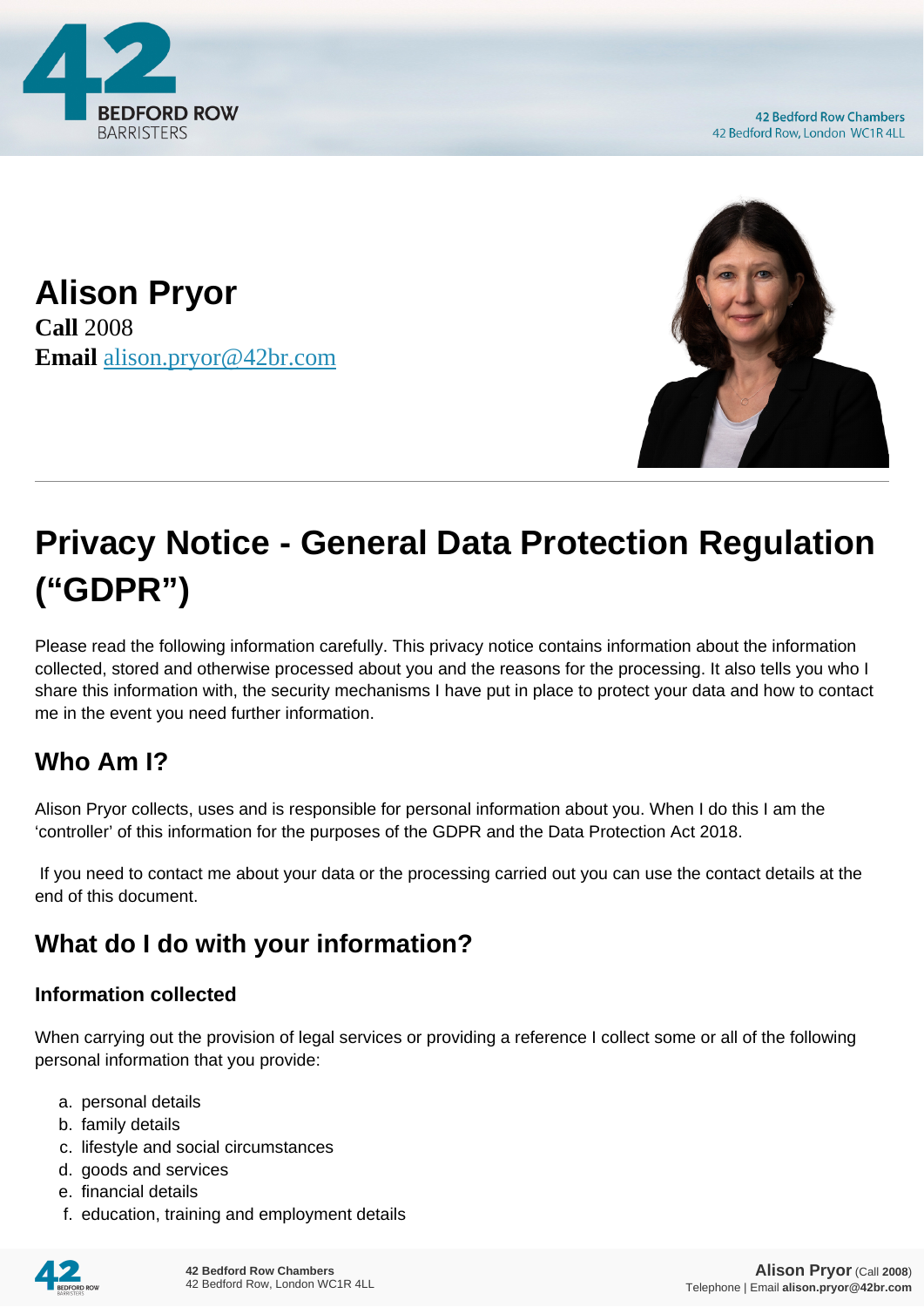# Alison Pryor

**Call** 2008
**Email** alison.pryor@42br.com

## Privacy Notice - General Data Protection Regulation ("GDPR")

Please read the following information carefully. This privacy notice contains information about the information collected, stored and otherwise processed about you and the reasons for the processing. It also tells you who I share this information with, the security mechanisms I have put in place to protect your data and how to contact me in the event you need further information.

## Who Am I?

Alison Pryor collects, uses and is responsible for personal information about you. When I do this I am the 'controller' of this information for the purposes of the GDPR and the Data Protection Act 2018.

If you need to contact me about your data or the processing carried out you can use the contact details at the end of this document.

## What do I do with your information?

### Information collected

When carrying out the provision of legal services or providing a reference I collect some or all of the following personal information that you provide:

a. personal details
b. family details
c. lifestyle and social circumstances
d. goods and services
e. financial details
f. education, training and employment details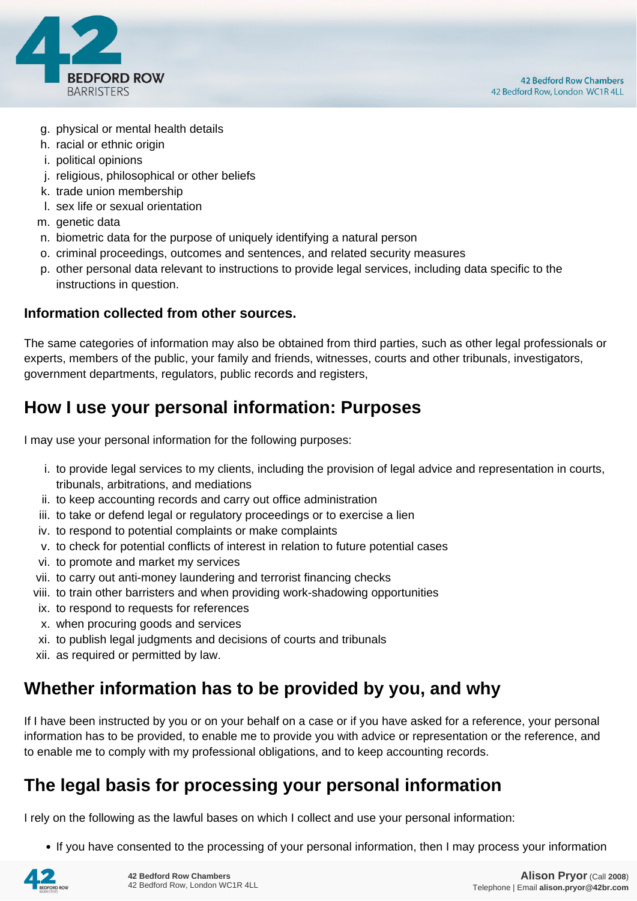g. physical or mental health details
h. racial or ethnic origin
i. political opinions
j. religious, philosophical or other beliefs
k. trade union membership
l. sex life or sexual orientation
m. genetic data
n. biometric data for the purpose of uniquely identifying a natural person
o. criminal proceedings, outcomes and sentences, and related security measures
p. other personal data relevant to instructions to provide legal services, including data specific to the instructions in question.

**Information collected from other sources.**

The same categories of information may also be obtained from third parties, such as other legal professionals or experts, members of the public, your family and friends, witnesses, courts and other tribunals, investigators, government departments, regulators, public records and registers,

## How I use your personal information: Purposes

I may use your personal information for the following purposes:

i. to provide legal services to my clients, including the provision of legal advice and representation in courts, tribunals, arbitrations, and mediations
ii. to keep accounting records and carry out office administration
iii. to take or defend legal or regulatory proceedings or to exercise a lien
iv. to respond to potential complaints or make complaints
v. to check for potential conflicts of interest in relation to future potential cases
vi. to promote and market my services
vii. to carry out anti-money laundering and terrorist financing checks
viii. to train other barristers and when providing work-shadowing opportunities
ix. to respond to requests for references
x. when procuring goods and services
xi. to publish legal judgments and decisions of courts and tribunals
xii. as required or permitted by law.

## Whether information has to be provided by you, and why

If I have been instructed by you or on your behalf on a case or if you have asked for a reference, your personal information has to be provided, to enable me to provide you with advice or representation or the reference, and to enable me to comply with my professional obligations, and to keep accounting records.

## The legal basis for processing your personal information

I rely on the following as the lawful bases on which I collect and use your personal information:

- If you have consented to the processing of your personal information, then I may process your information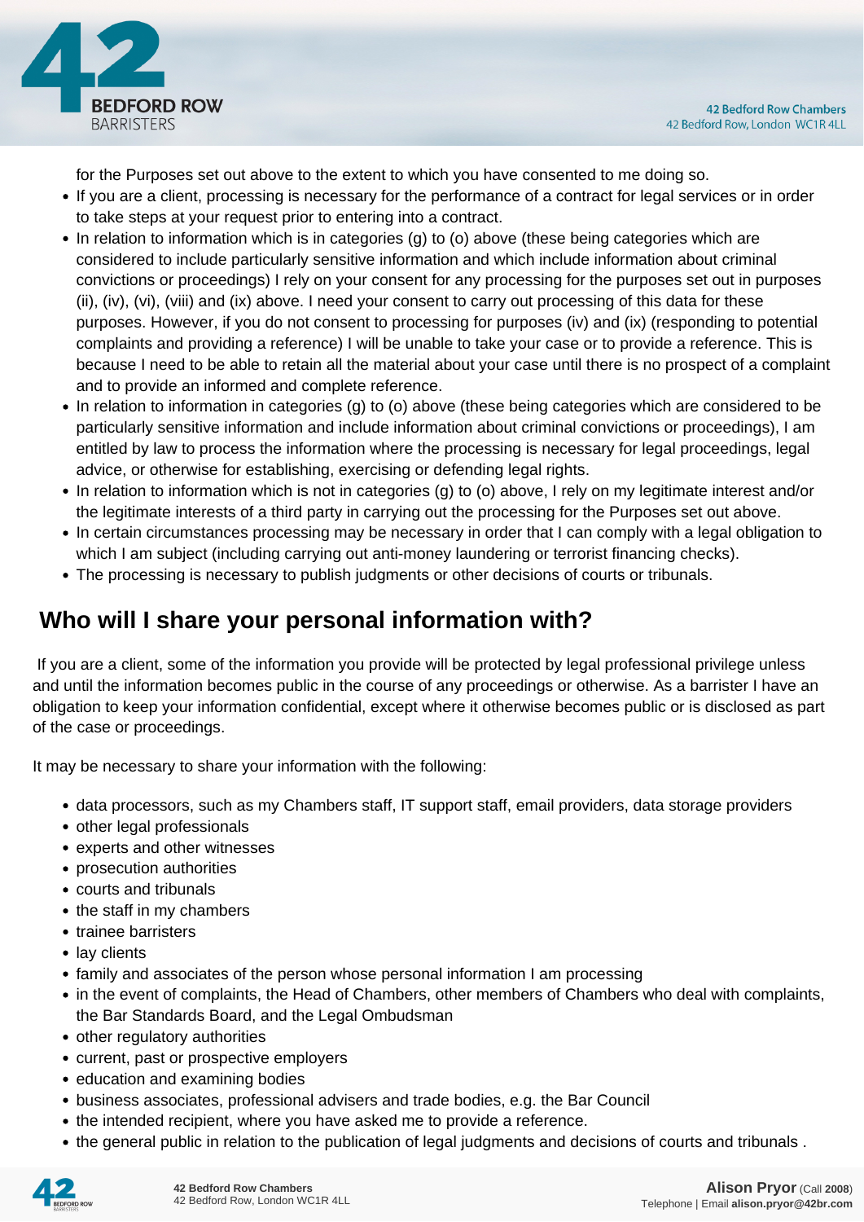for the Purposes set out above to the extent to which you have consented to me doing so.

- If you are a client, processing is necessary for the performance of a contract for legal services or in order to take steps at your request prior to entering into a contract.
- In relation to information which is in categories (g) to (o) above (these being categories which are considered to include particularly sensitive information and which include information about criminal convictions or proceedings) I rely on your consent for any processing for the purposes set out in purposes (ii), (iv), (vi), (viii) and (ix) above. I need your consent to carry out processing of this data for these purposes. However, if you do not consent to processing for purposes (iv) and (ix) (responding to potential complaints and providing a reference) I will be unable to take your case or to provide a reference. This is because I need to be able to retain all the material about your case until there is no prospect of a complaint and to provide an informed and complete reference.
- In relation to information in categories (g) to (o) above (these being categories which are considered to be particularly sensitive information and include information about criminal convictions or proceedings), I am entitled by law to process the information where the processing is necessary for legal proceedings, legal advice, or otherwise for establishing, exercising or defending legal rights.
- In relation to information which is not in categories (g) to (o) above, I rely on my legitimate interest and/or the legitimate interests of a third party in carrying out the processing for the Purposes set out above.
- In certain circumstances processing may be necessary in order that I can comply with a legal obligation to which I am subject (including carrying out anti-money laundering or terrorist financing checks).
- The processing is necessary to publish judgments or other decisions of courts or tribunals.

## Who will I share your personal information with?

If you are a client, some of the information you provide will be protected by legal professional privilege unless and until the information becomes public in the course of any proceedings or otherwise. As a barrister I have an obligation to keep your information confidential, except where it otherwise becomes public or is disclosed as part of the case or proceedings.

It may be necessary to share your information with the following:

- data processors, such as my Chambers staff, IT support staff, email providers, data storage providers
- other legal professionals
- experts and other witnesses
- prosecution authorities
- courts and tribunals
- the staff in my chambers
- trainee barristers
- lay clients
- family and associates of the person whose personal information I am processing
- in the event of complaints, the Head of Chambers, other members of Chambers who deal with complaints, the Bar Standards Board, and the Legal Ombudsman
- other regulatory authorities
- current, past or prospective employers
- education and examining bodies
- business associates, professional advisers and trade bodies, e.g. the Bar Council
- the intended recipient, where you have asked me to provide a reference.
- the general public in relation to the publication of legal judgments and decisions of courts and tribunals .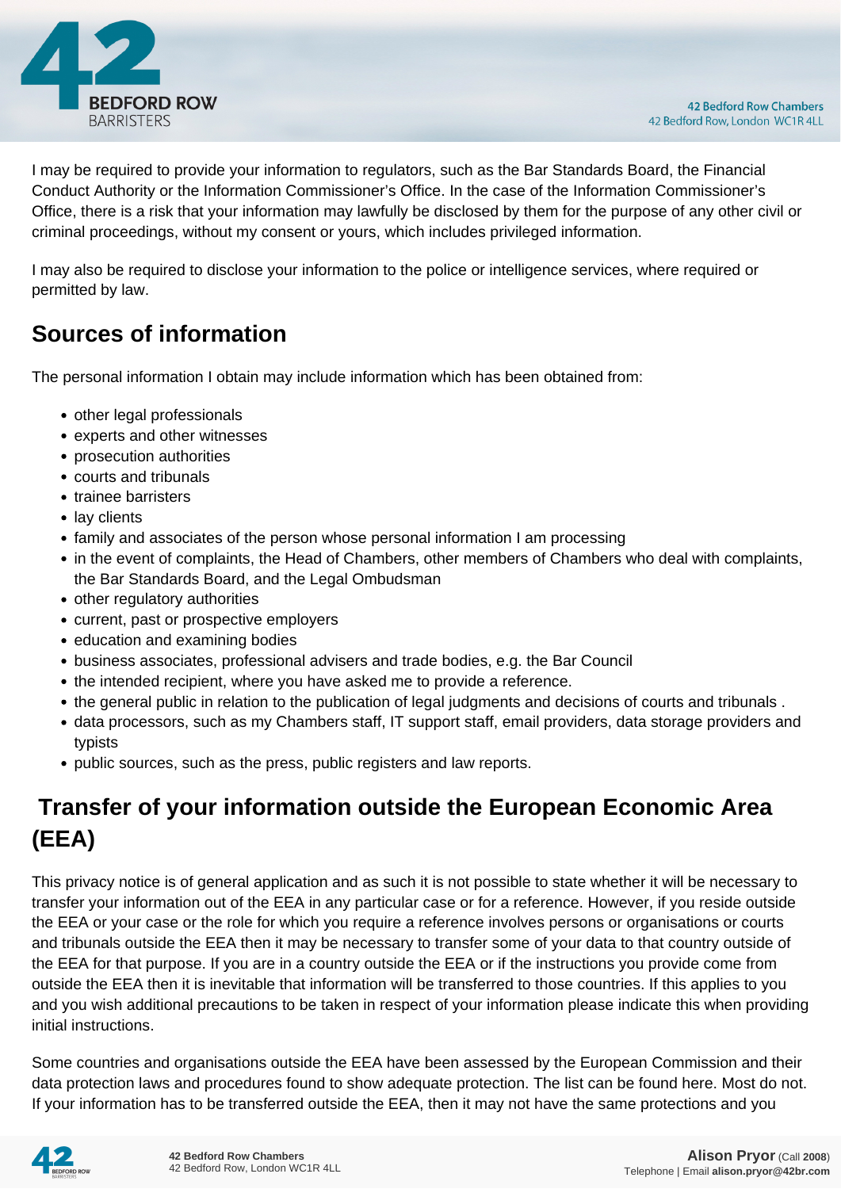I may be required to provide your information to regulators, such as the Bar Standards Board, the Financial Conduct Authority or the Information Commissioner's Office. In the case of the Information Commissioner's Office, there is a risk that your information may lawfully be disclosed by them for the purpose of any other civil or criminal proceedings, without my consent or yours, which includes privileged information.

I may also be required to disclose your information to the police or intelligence services, where required or permitted by law.

## Sources of information

The personal information I obtain may include information which has been obtained from:

- other legal professionals
- experts and other witnesses
- prosecution authorities
- courts and tribunals
- trainee barristers
- lay clients
- family and associates of the person whose personal information I am processing
- in the event of complaints, the Head of Chambers, other members of Chambers who deal with complaints, the Bar Standards Board, and the Legal Ombudsman
- other regulatory authorities
- current, past or prospective employers
- education and examining bodies
- business associates, professional advisers and trade bodies, e.g. the Bar Council
- the intended recipient, where you have asked me to provide a reference.
- the general public in relation to the publication of legal judgments and decisions of courts and tribunals .
- data processors, such as my Chambers staff, IT support staff, email providers, data storage providers and typists
- public sources, such as the press, public registers and law reports.

## Transfer of your information outside the European Economic Area (EEA)

This privacy notice is of general application and as such it is not possible to state whether it will be necessary to transfer your information out of the EEA in any particular case or for a reference. However, if you reside outside the EEA or your case or the role for which you require a reference involves persons or organisations or courts and tribunals outside the EEA then it may be necessary to transfer some of your data to that country outside of the EEA for that purpose. If you are in a country outside the EEA or if the instructions you provide come from outside the EEA then it is inevitable that information will be transferred to those countries. If this applies to you and you wish additional precautions to be taken in respect of your information please indicate this when providing initial instructions.

Some countries and organisations outside the EEA have been assessed by the European Commission and their data protection laws and procedures found to show adequate protection. The list can be found here. Most do not. If your information has to be transferred outside the EEA, then it may not have the same protections and you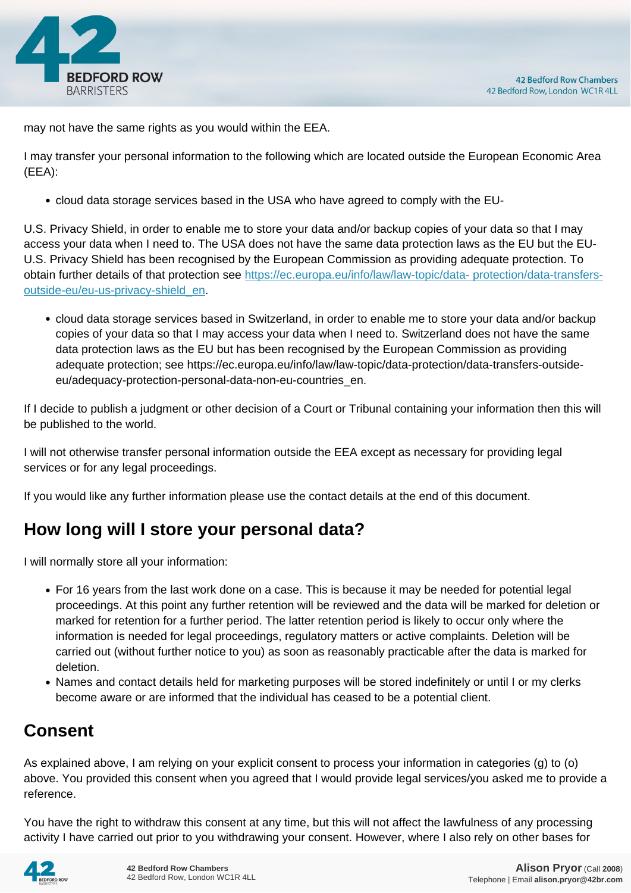may not have the same rights as you would within the EEA.

I may transfer your personal information to the following which are located outside the European Economic Area (EEA):

- cloud data storage services based in the USA who have agreed to comply with the EU-

U.S. Privacy Shield, in order to enable me to store your data and/or backup copies of your data so that I may access your data when I need to. The USA does not have the same data protection laws as the EU but the EU-U.S. Privacy Shield has been recognised by the European Commission as providing adequate protection. To obtain further details of that protection see [https://ec.europa.eu/info/law/law-topic/data- protection/data-transfers-outside-eu/eu-us-privacy-shield_en](https://ec.europa.eu/info/law/law-topic/data-protection/data-transfers-outside-eu/eu-us-privacy-shield_en).

- cloud data storage services based in Switzerland, in order to enable me to store your data and/or backup copies of your data so that I may access your data when I need to. Switzerland does not have the same data protection laws as the EU but has been recognised by the European Commission as providing adequate protection; see https://ec.europa.eu/info/law/law-topic/data-protection/data-transfers-outside-eu/adequacy-protection-personal-data-non-eu-countries_en.

If I decide to publish a judgment or other decision of a Court or Tribunal containing your information then this will be published to the world.

I will not otherwise transfer personal information outside the EEA except as necessary for providing legal services or for any legal proceedings.

If you would like any further information please use the contact details at the end of this document.

## How long will I store your personal data?

I will normally store all your information:

- For 16 years from the last work done on a case. This is because it may be needed for potential legal proceedings. At this point any further retention will be reviewed and the data will be marked for deletion or marked for retention for a further period. The latter retention period is likely to occur only where the information is needed for legal proceedings, regulatory matters or active complaints. Deletion will be carried out (without further notice to you) as soon as reasonably practicable after the data is marked for deletion.
- Names and contact details held for marketing purposes will be stored indefinitely or until I or my clerks become aware or are informed that the individual has ceased to be a potential client.

## Consent

As explained above, I am relying on your explicit consent to process your information in categories (g) to (o) above. You provided this consent when you agreed that I would provide legal services/you asked me to provide a reference.

You have the right to withdraw this consent at any time, but this will not affect the lawfulness of any processing activity I have carried out prior to you withdrawing your consent. However, where I also rely on other bases for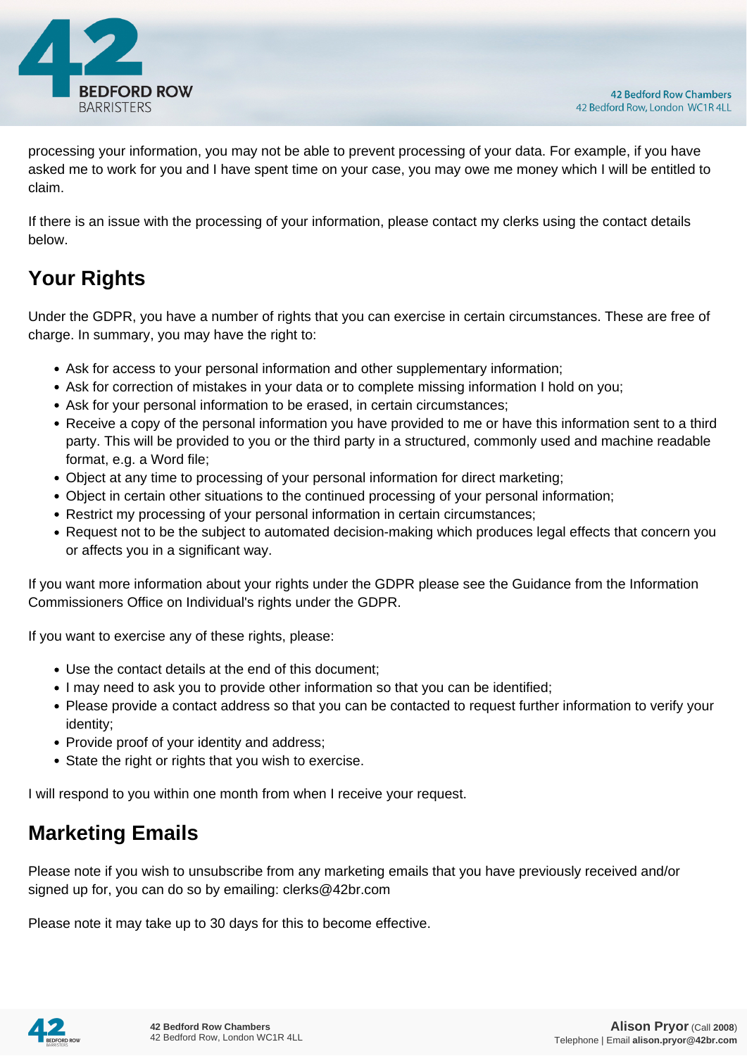processing your information, you may not be able to prevent processing of your data. For example, if you have asked me to work for you and I have spent time on your case, you may owe me money which I will be entitled to claim.

If there is an issue with the processing of your information, please contact my clerks using the contact details below.

## Your Rights

Under the GDPR, you have a number of rights that you can exercise in certain circumstances. These are free of charge. In summary, you may have the right to:

- Ask for access to your personal information and other supplementary information;
- Ask for correction of mistakes in your data or to complete missing information I hold on you;
- Ask for your personal information to be erased, in certain circumstances;
- Receive a copy of the personal information you have provided to me or have this information sent to a third party. This will be provided to you or the third party in a structured, commonly used and machine readable format, e.g. a Word file;
- Object at any time to processing of your personal information for direct marketing;
- Object in certain other situations to the continued processing of your personal information;
- Restrict my processing of your personal information in certain circumstances;
- Request not to be the subject to automated decision-making which produces legal effects that concern you or affects you in a significant way.

If you want more information about your rights under the GDPR please see the Guidance from the Information Commissioners Office on Individual's rights under the GDPR.

If you want to exercise any of these rights, please:

- Use the contact details at the end of this document;
- I may need to ask you to provide other information so that you can be identified;
- Please provide a contact address so that you can be contacted to request further information to verify your identity;
- Provide proof of your identity and address;
- State the right or rights that you wish to exercise.

I will respond to you within one month from when I receive your request.

## Marketing Emails

Please note if you wish to unsubscribe from any marketing emails that you have previously received and/or signed up for, you can do so by emailing: clerks@42br.com

Please note it may take up to 30 days for this to become effective.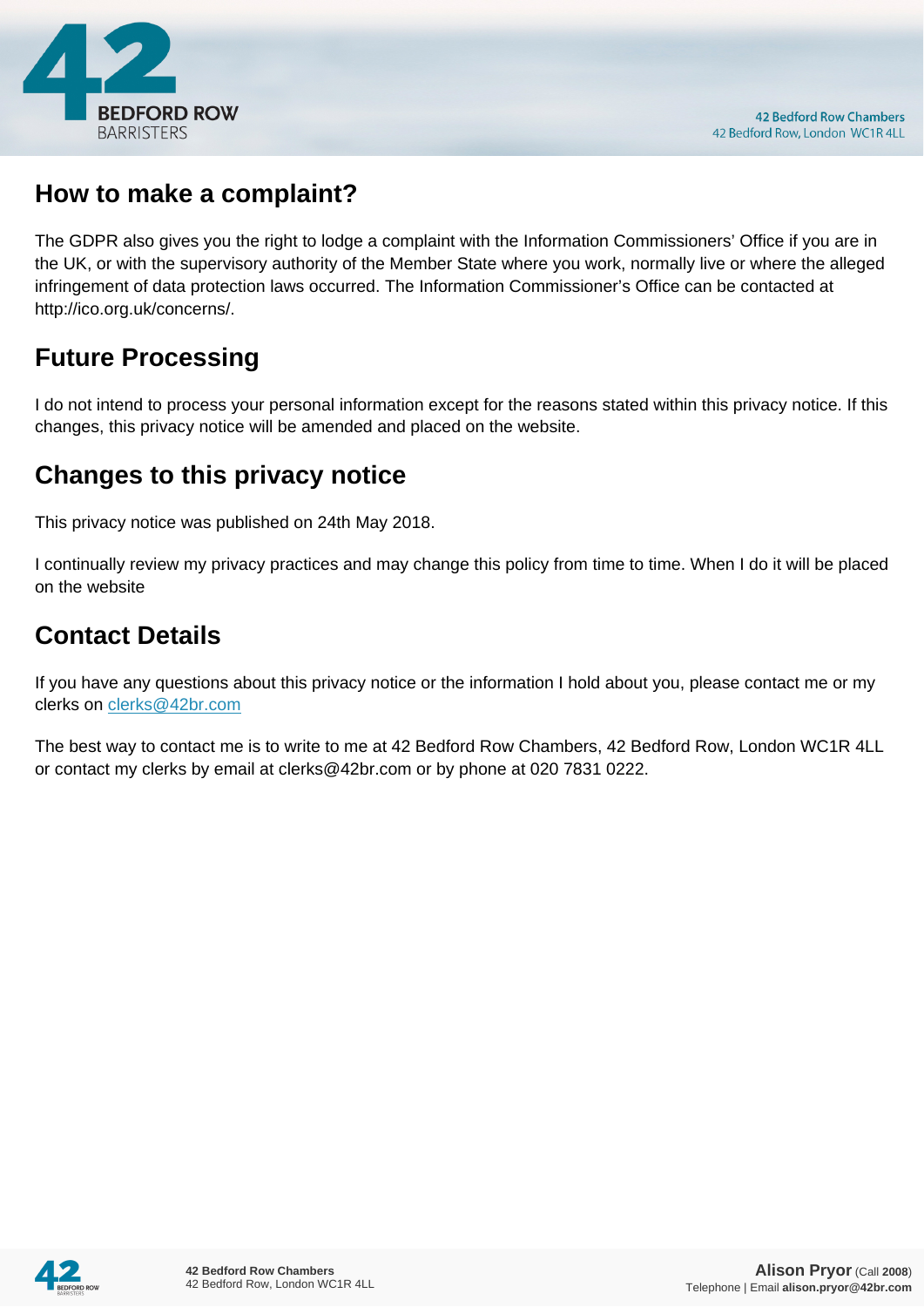## How to make a complaint?

The GDPR also gives you the right to lodge a complaint with the Information Commissioners' Office if you are in the UK, or with the supervisory authority of the Member State where you work, normally live or where the alleged infringement of data protection laws occurred. The Information Commissioner's Office can be contacted at http://ico.org.uk/concerns/.

## Future Processing

I do not intend to process your personal information except for the reasons stated within this privacy notice. If this changes, this privacy notice will be amended and placed on the website.

## Changes to this privacy notice

This privacy notice was published on 24th May 2018.

I continually review my privacy practices and may change this policy from time to time. When I do it will be placed on the website

## Contact Details

If you have any questions about this privacy notice or the information I hold about you, please contact me or my clerks on [clerks@42br.com](mailto:clerks@42br.com)

The best way to contact me is to write to me at 42 Bedford Row Chambers, 42 Bedford Row, London WC1R 4LL or contact my clerks by email at clerks@42br.com or by phone at 020 7831 0222.